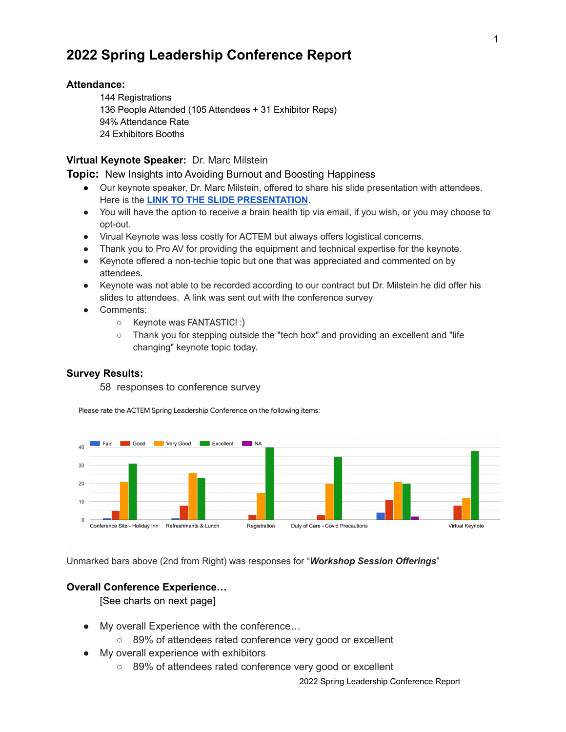# 2022 Spring Leadership Conference Report

**Attendance:**

144 Registrations
136 People Attended (105 Attendees + 31 Exhibitor Reps)
94% Attendance Rate
24 Exhibitors Booths

**Virtual Keynote Speaker:** Dr. Marc Milstein

**Topic:** New Insights into Avoiding Burnout and Boosting Happiness

- Our keynote speaker, Dr. Marc Milstein, offered to share his slide presentation with attendees. Here is the **LINK TO THE SLIDE PRESENTATION**.
- You will have the option to receive a brain health tip via email, if you wish, or you may choose to opt-out.
- Virual Keynote was less costly for ACTEM but always offers logistical concerns.
- Thank you to Pro AV for providing the equipment and technical expertise for the keynote.
- Keynote offered a non-techie topic but one that was appreciated and commented on by attendees.
- Keynote was not able to be recorded according to our contract but Dr. Milstein he did offer his slides to attendees. A link was sent out with the conference survey
- Comments:
  - Keynote was FANTASTIC! :)
  - Thank you for stepping outside the "tech box" and providing an excellent and "life changing" keynote topic today.

**Survey Results:**

58 responses to conference survey

Please rate the ACTEM Spring Leadership Conference on the following items:

| | Fair | Good | Very Good | Excellent | NA |
|---|---|---|---|---|---|
| Conference Site - Holiday Inn | 1 | 5 | 21 | 31 | |
| Refreshments & Lunch | 1 | 8 | 26 | 23 | |
| Registration | | 3 | 15 | 40 | |
| Duty of Care - Covid Precautions | | 3 | 20 | 35 | |
| (Workshop Session Offerings) | 4 | 11 | 21 | 20 | 2 |
| Virtual Keynote | | 8 | 12 | 38 | |

Unmarked bars above (2nd from Right) was responses for "***Workshop Session Offerings***"

**Overall Conference Experience…**

[See charts on next page]

- My overall Experience with the conference…
  - 89% of attendees rated conference very good or excellent
- My overall experience with exhibitors
  - 89% of attendees rated conference very good or excellent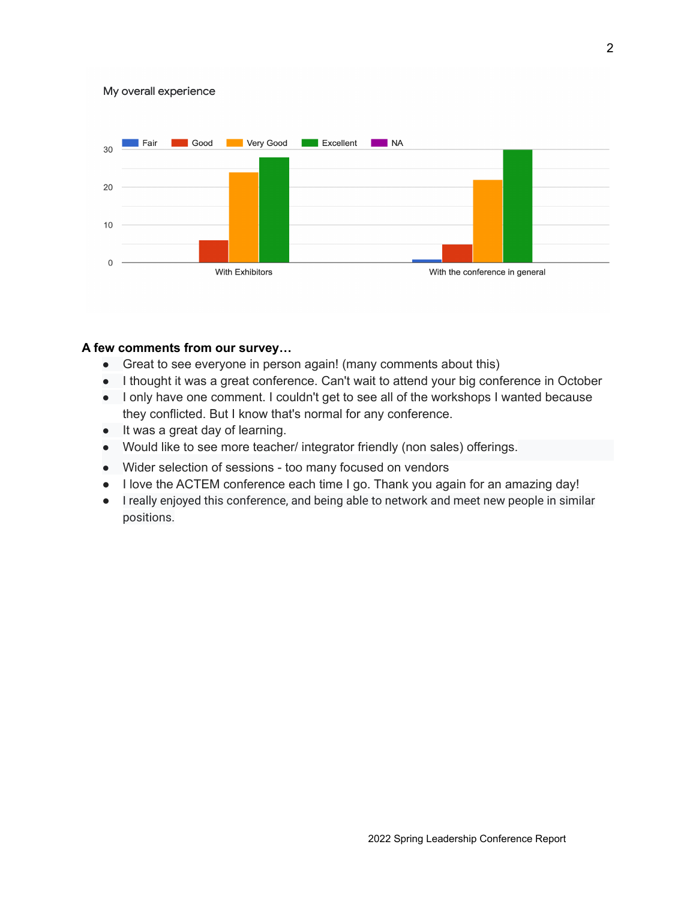My overall experience

Fair
Good
Very Good
Excellent
NA

30
20
10
0

With Exhibitors
With the conference in general

**A few comments from our survey…**

- Great to see everyone in person again! (many comments about this)
- I thought it was a great conference. Can't wait to attend your big conference in October
- I only have one comment. I couldn't get to see all of the workshops I wanted because they conflicted. But I know that's normal for any conference.
- It was a great day of learning.
- Would like to see more teacher/ integrator friendly (non sales) offerings.
- Wider selection of sessions - too many focused on vendors
- I love the ACTEM conference each time I go. Thank you again for an amazing day!
- I really enjoyed this conference, and being able to network and meet new people in similar positions.